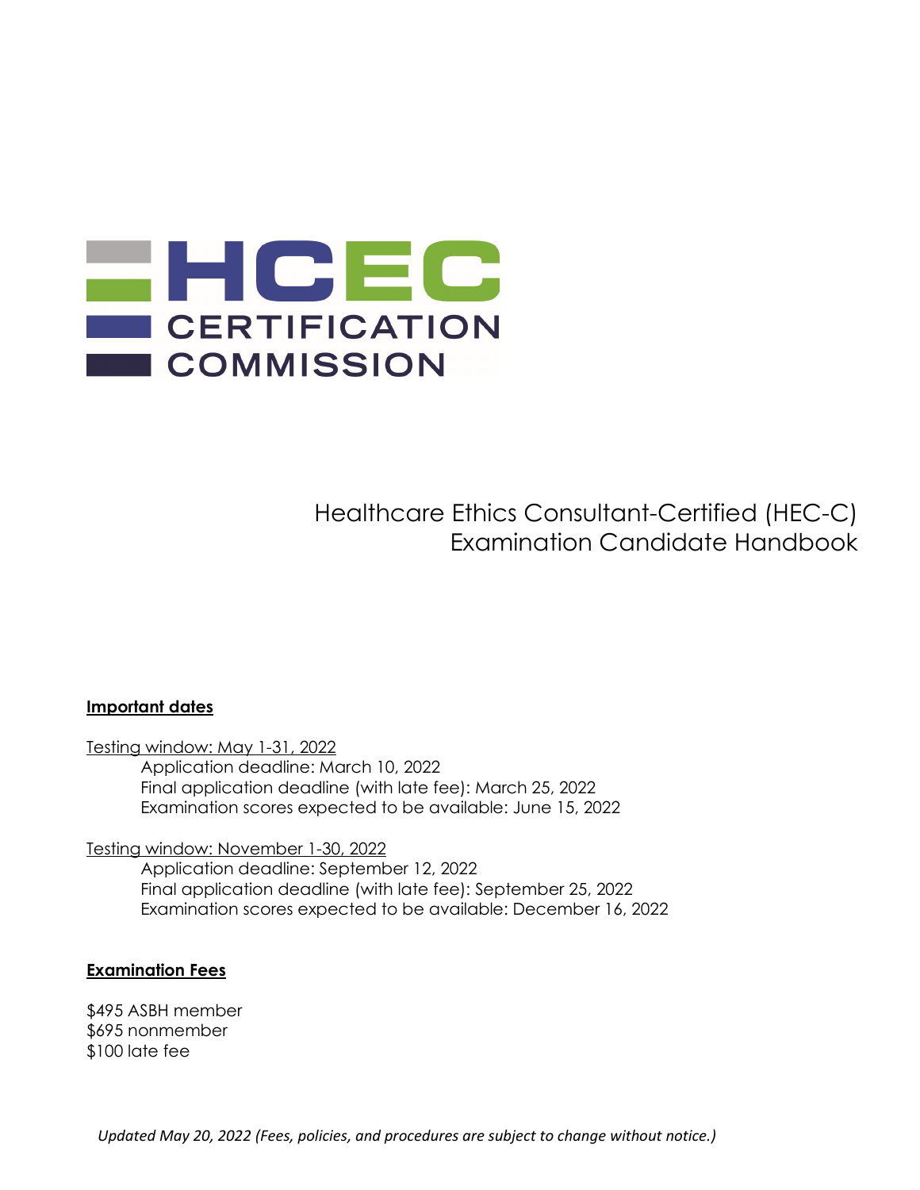HCEC CERTIFICATION COMMISSION

# Healthcare Ethics Consultant-Certified (HEC-C) Examination Candidate Handbook

**Important dates**

Testing window: May 1-31, 2022

- Application deadline: March 10, 2022
- Final application deadline (with late fee): March 25, 2022
- Examination scores expected to be available: June 15, 2022

Testing window: November 1-30, 2022

- Application deadline: September 12, 2022
- Final application deadline (with late fee): September 25, 2022
- Examination scores expected to be available: December 16, 2022

**Examination Fees**

$495 ASBH member
$695 nonmember
$100 late fee

*Updated May 20, 2022 (Fees, policies, and procedures are subject to change without notice.)*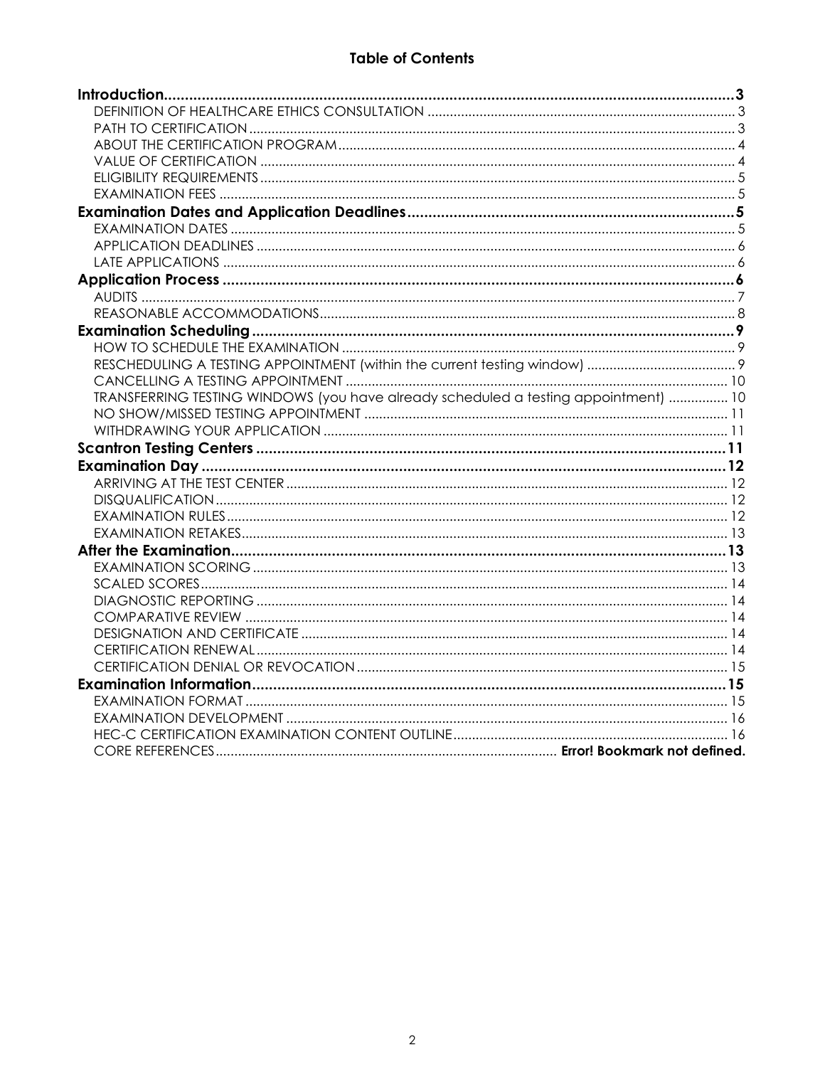# Table of Contents

**Introduction** ... **3**
- DEFINITION OF HEALTHCARE ETHICS CONSULTATION ... 3
- PATH TO CERTIFICATION ... 3
- ABOUT THE CERTIFICATION PROGRAM ... 4
- VALUE OF CERTIFICATION ... 4
- ELIGIBILITY REQUIREMENTS ... 5
- EXAMINATION FEES ... 5

**Examination Dates and Application Deadlines** ... **5**
- EXAMINATION DATES ... 5
- APPLICATION DEADLINES ... 6
- LATE APPLICATIONS ... 6

**Application Process** ... **6**
- AUDITS ... 7
- REASONABLE ACCOMMODATIONS ... 8

**Examination Scheduling** ... **9**
- HOW TO SCHEDULE THE EXAMINATION ... 9
- RESCHEDULING A TESTING APPOINTMENT (within the current testing window) ... 9
- CANCELLING A TESTING APPOINTMENT ... 10
- TRANSFERRING TESTING WINDOWS (you have already scheduled a testing appointment) ... 10
- NO SHOW/MISSED TESTING APPOINTMENT ... 11
- WITHDRAWING YOUR APPLICATION ... 11

**Scantron Testing Centers** ... **11**

**Examination Day** ... **12**
- ARRIVING AT THE TEST CENTER ... 12
- DISQUALIFICATION ... 12
- EXAMINATION RULES ... 12
- EXAMINATION RETAKES ... 13

**After the Examination** ... **13**
- EXAMINATION SCORING ... 13
- SCALED SCORES ... 14
- DIAGNOSTIC REPORTING ... 14
- COMPARATIVE REVIEW ... 14
- DESIGNATION AND CERTIFICATE ... 14
- CERTIFICATION RENEWAL ... 14
- CERTIFICATION DENIAL OR REVOCATION ... 15

**Examination Information** ... **15**
- EXAMINATION FORMAT ... 15
- EXAMINATION DEVELOPMENT ... 16
- HEC-C CERTIFICATION EXAMINATION CONTENT OUTLINE ... 16
- CORE REFERENCES ... **Error! Bookmark not defined.**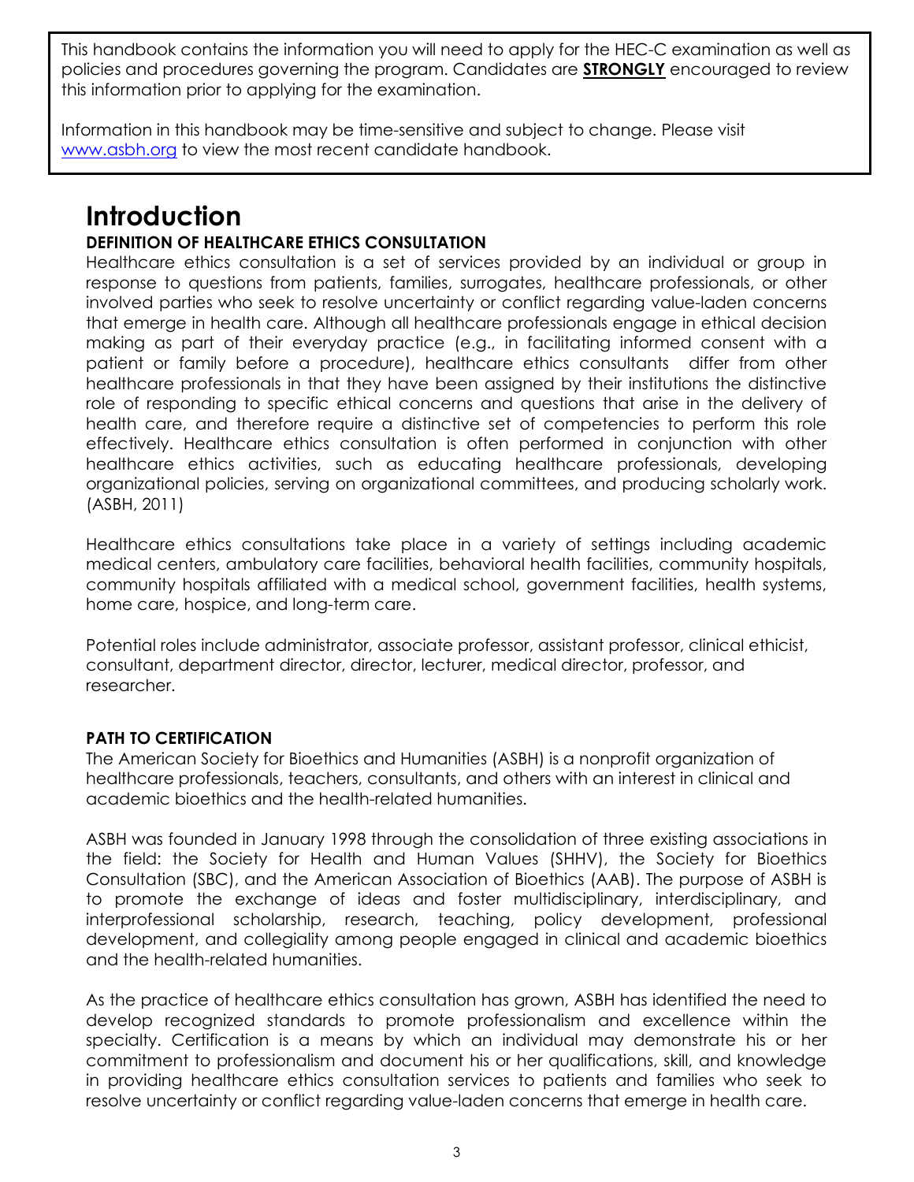This handbook contains the information you will need to apply for the HEC-C examination as well as policies and procedures governing the program. Candidates are **STRONGLY** encouraged to review this information prior to applying for the examination.

Information in this handbook may be time-sensitive and subject to change. Please visit www.asbh.org to view the most recent candidate handbook.

# Introduction

### DEFINITION OF HEALTHCARE ETHICS CONSULTATION

Healthcare ethics consultation is a set of services provided by an individual or group in response to questions from patients, families, surrogates, healthcare professionals, or other involved parties who seek to resolve uncertainty or conflict regarding value-laden concerns that emerge in health care. Although all healthcare professionals engage in ethical decision making as part of their everyday practice (e.g., in facilitating informed consent with a patient or family before a procedure), healthcare ethics consultants differ from other healthcare professionals in that they have been assigned by their institutions the distinctive role of responding to specific ethical concerns and questions that arise in the delivery of health care, and therefore require a distinctive set of competencies to perform this role effectively. Healthcare ethics consultation is often performed in conjunction with other healthcare ethics activities, such as educating healthcare professionals, developing organizational policies, serving on organizational committees, and producing scholarly work. (ASBH, 2011)

Healthcare ethics consultations take place in a variety of settings including academic medical centers, ambulatory care facilities, behavioral health facilities, community hospitals, community hospitals affiliated with a medical school, government facilities, health systems, home care, hospice, and long-term care.

Potential roles include administrator, associate professor, assistant professor, clinical ethicist, consultant, department director, director, lecturer, medical director, professor, and researcher.

### PATH TO CERTIFICATION

The American Society for Bioethics and Humanities (ASBH) is a nonprofit organization of healthcare professionals, teachers, consultants, and others with an interest in clinical and academic bioethics and the health-related humanities.

ASBH was founded in January 1998 through the consolidation of three existing associations in the field: the Society for Health and Human Values (SHHV), the Society for Bioethics Consultation (SBC), and the American Association of Bioethics (AAB). The purpose of ASBH is to promote the exchange of ideas and foster multidisciplinary, interdisciplinary, and interprofessional scholarship, research, teaching, policy development, professional development, and collegiality among people engaged in clinical and academic bioethics and the health-related humanities.

As the practice of healthcare ethics consultation has grown, ASBH has identified the need to develop recognized standards to promote professionalism and excellence within the specialty. Certification is a means by which an individual may demonstrate his or her commitment to professionalism and document his or her qualifications, skill, and knowledge in providing healthcare ethics consultation services to patients and families who seek to resolve uncertainty or conflict regarding value-laden concerns that emerge in health care.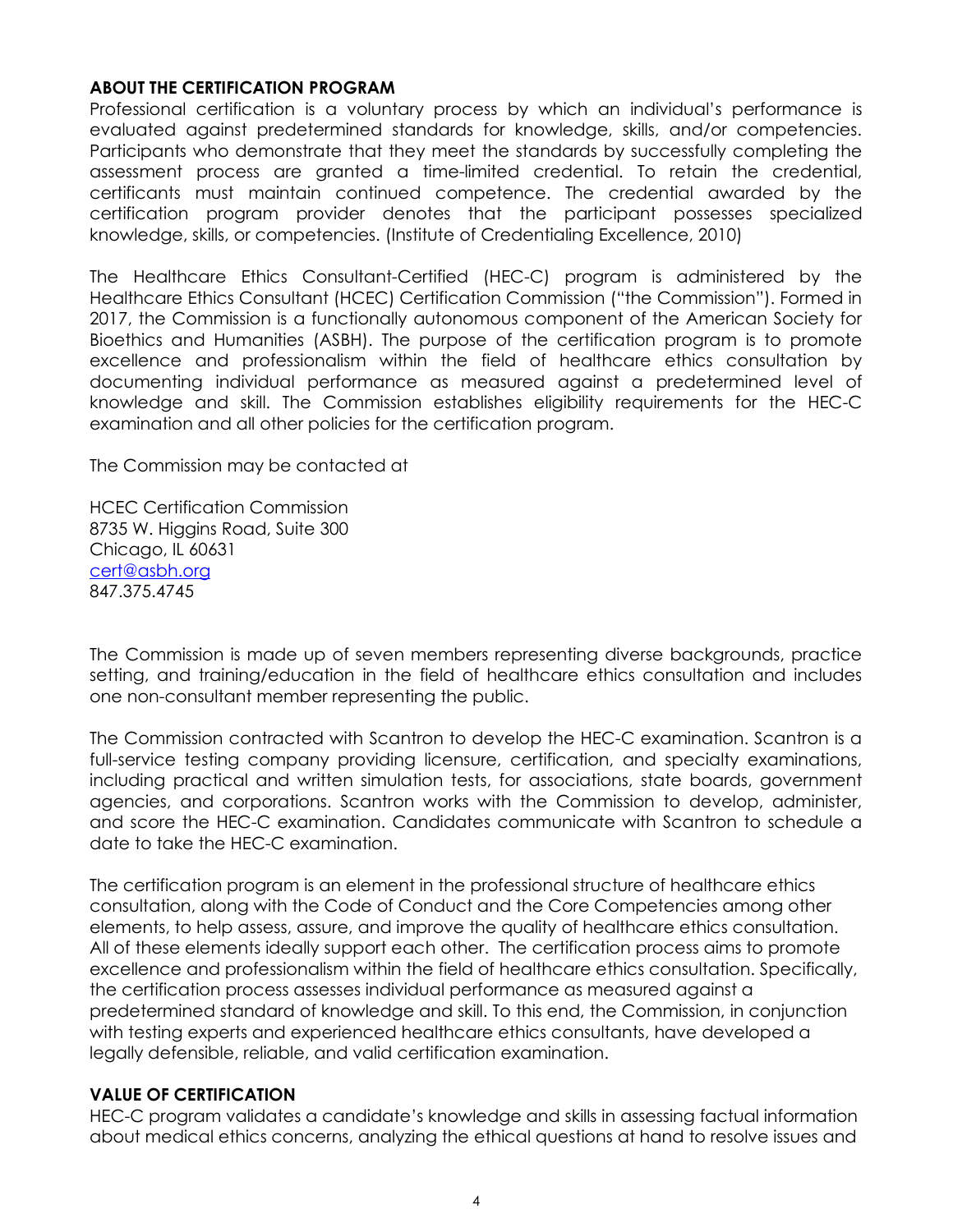## ABOUT THE CERTIFICATION PROGRAM

Professional certification is a voluntary process by which an individual's performance is evaluated against predetermined standards for knowledge, skills, and/or competencies. Participants who demonstrate that they meet the standards by successfully completing the assessment process are granted a time-limited credential. To retain the credential, certificants must maintain continued competence. The credential awarded by the certification program provider denotes that the participant possesses specialized knowledge, skills, or competencies. (Institute of Credentialing Excellence, 2010)

The Healthcare Ethics Consultant-Certified (HEC-C) program is administered by the Healthcare Ethics Consultant (HCEC) Certification Commission ("the Commission"). Formed in 2017, the Commission is a functionally autonomous component of the American Society for Bioethics and Humanities (ASBH). The purpose of the certification program is to promote excellence and professionalism within the field of healthcare ethics consultation by documenting individual performance as measured against a predetermined level of knowledge and skill. The Commission establishes eligibility requirements for the HEC-C examination and all other policies for the certification program.

The Commission may be contacted at

HCEC Certification Commission
8735 W. Higgins Road, Suite 300
Chicago, IL 60631
cert@asbh.org
847.375.4745

The Commission is made up of seven members representing diverse backgrounds, practice setting, and training/education in the field of healthcare ethics consultation and includes one non-consultant member representing the public.

The Commission contracted with Scantron to develop the HEC-C examination. Scantron is a full-service testing company providing licensure, certification, and specialty examinations, including practical and written simulation tests, for associations, state boards, government agencies, and corporations. Scantron works with the Commission to develop, administer, and score the HEC-C examination. Candidates communicate with Scantron to schedule a date to take the HEC-C examination.

The certification program is an element in the professional structure of healthcare ethics consultation, along with the Code of Conduct and the Core Competencies among other elements, to help assess, assure, and improve the quality of healthcare ethics consultation. All of these elements ideally support each other. The certification process aims to promote excellence and professionalism within the field of healthcare ethics consultation. Specifically, the certification process assesses individual performance as measured against a predetermined standard of knowledge and skill. To this end, the Commission, in conjunction with testing experts and experienced healthcare ethics consultants, have developed a legally defensible, reliable, and valid certification examination.

## VALUE OF CERTIFICATION

HEC-C program validates a candidate's knowledge and skills in assessing factual information about medical ethics concerns, analyzing the ethical questions at hand to resolve issues and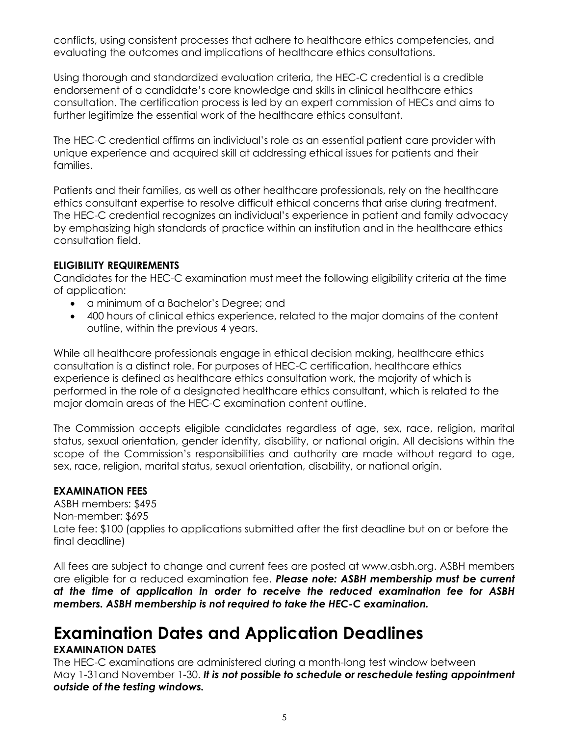conflicts, using consistent processes that adhere to healthcare ethics competencies, and evaluating the outcomes and implications of healthcare ethics consultations.

Using thorough and standardized evaluation criteria, the HEC-C credential is a credible endorsement of a candidate's core knowledge and skills in clinical healthcare ethics consultation. The certification process is led by an expert commission of HECs and aims to further legitimize the essential work of the healthcare ethics consultant.

The HEC-C credential affirms an individual's role as an essential patient care provider with unique experience and acquired skill at addressing ethical issues for patients and their families.

Patients and their families, as well as other healthcare professionals, rely on the healthcare ethics consultant expertise to resolve difficult ethical concerns that arise during treatment. The HEC-C credential recognizes an individual's experience in patient and family advocacy by emphasizing high standards of practice within an institution and in the healthcare ethics consultation field.

### ELIGIBILITY REQUIREMENTS

Candidates for the HEC-C examination must meet the following eligibility criteria at the time of application:

- a minimum of a Bachelor's Degree; and
- 400 hours of clinical ethics experience, related to the major domains of the content outline, within the previous 4 years.

While all healthcare professionals engage in ethical decision making, healthcare ethics consultation is a distinct role. For purposes of HEC-C certification, healthcare ethics experience is defined as healthcare ethics consultation work, the majority of which is performed in the role of a designated healthcare ethics consultant, which is related to the major domain areas of the HEC-C examination content outline.

The Commission accepts eligible candidates regardless of age, sex, race, religion, marital status, sexual orientation, gender identity, disability, or national origin. All decisions within the scope of the Commission's responsibilities and authority are made without regard to age, sex, race, religion, marital status, sexual orientation, disability, or national origin.

### EXAMINATION FEES

ASBH members: $495
Non-member: $695
Late fee: $100 (applies to applications submitted after the first deadline but on or before the final deadline)

All fees are subject to change and current fees are posted at www.asbh.org. ASBH members are eligible for a reduced examination fee. ***Please note: ASBH membership must be current at the time of application in order to receive the reduced examination fee for ASBH members. ASBH membership is not required to take the HEC-C examination.***

## Examination Dates and Application Deadlines

### EXAMINATION DATES

The HEC-C examinations are administered during a month-long test window between May 1-31and November 1-30. ***It is not possible to schedule or reschedule testing appointment outside of the testing windows.***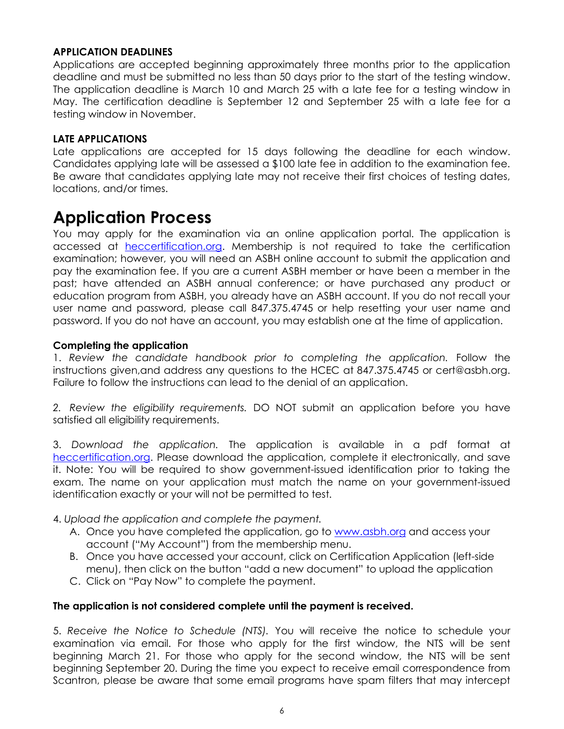### APPLICATION DEADLINES

Applications are accepted beginning approximately three months prior to the application deadline and must be submitted no less than 50 days prior to the start of the testing window. The application deadline is March 10 and March 25 with a late fee for a testing window in May. The certification deadline is September 12 and September 25 with a late fee for a testing window in November.

### LATE APPLICATIONS

Late applications are accepted for 15 days following the deadline for each window. Candidates applying late will be assessed a $100 late fee in addition to the examination fee. Be aware that candidates applying late may not receive their first choices of testing dates, locations, and/or times.

# Application Process

You may apply for the examination via an online application portal. The application is accessed at [heccertification.org](heccertification.org). Membership is not required to take the certification examination; however, you will need an ASBH online account to submit the application and pay the examination fee. If you are a current ASBH member or have been a member in the past; have attended an ASBH annual conference; or have purchased any product or education program from ASBH, you already have an ASBH account. If you do not recall your user name and password, please call 847.375.4745 or help resetting your user name and password. If you do not have an account, you may establish one at the time of application.

### Completing the application

1. *Review the candidate handbook prior to completing the application.* Follow the instructions given,and address any questions to the HCEC at 847.375.4745 or cert@asbh.org. Failure to follow the instructions can lead to the denial of an application.

2. *Review the eligibility requirements.* DO NOT submit an application before you have satisfied all eligibility requirements.

3. *Download the application.* The application is available in a pdf format at [heccertification.org](heccertification.org). Please download the application, complete it electronically, and save it. Note: You will be required to show government-issued identification prior to taking the exam. The name on your application must match the name on your government-issued identification exactly or your will not be permitted to test.

4. *Upload the application and complete the payment.*
   A. Once you have completed the application, go to [www.asbh.org](www.asbh.org) and access your account ("My Account") from the membership menu.
   B. Once you have accessed your account, click on Certification Application (left-side menu), then click on the button "add a new document" to upload the application
   C. Click on "Pay Now" to complete the payment.

**The application is not considered complete until the payment is received.**

5. *Receive the Notice to Schedule (NTS).* You will receive the notice to schedule your examination via email. For those who apply for the first window, the NTS will be sent beginning March 21. For those who apply for the second window, the NTS will be sent beginning September 20. During the time you expect to receive email correspondence from Scantron, please be aware that some email programs have spam filters that may intercept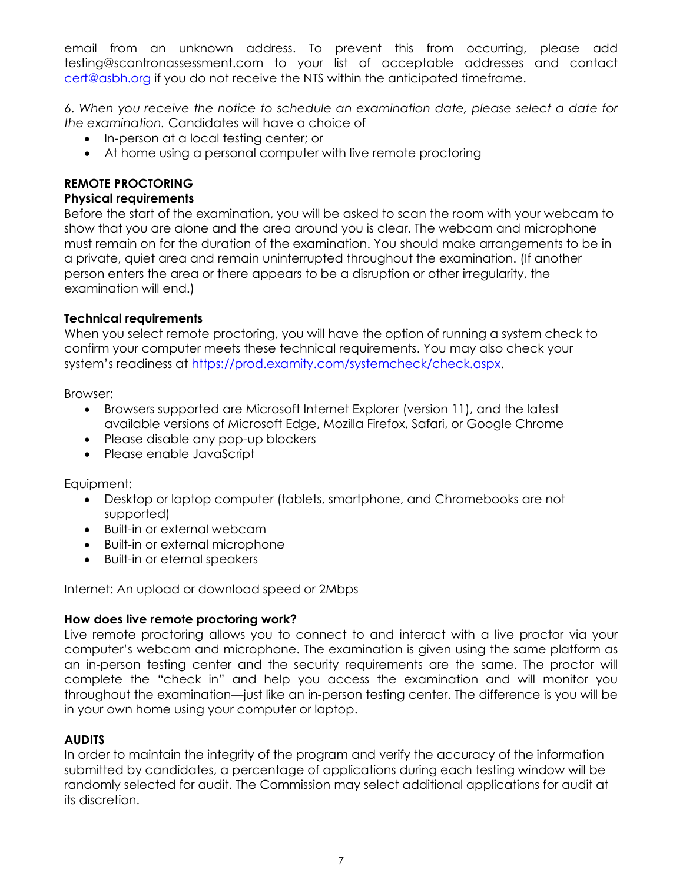email from an unknown address. To prevent this from occurring, please add testing@scantronassessment.com to your list of acceptable addresses and contact cert@asbh.org if you do not receive the NTS within the anticipated timeframe.

6. *When you receive the notice to schedule an examination date, please select a date for the examination.* Candidates will have a choice of

- In-person at a local testing center; or
- At home using a personal computer with live remote proctoring

## REMOTE PROCTORING

### Physical requirements

Before the start of the examination, you will be asked to scan the room with your webcam to show that you are alone and the area around you is clear. The webcam and microphone must remain on for the duration of the examination. You should make arrangements to be in a private, quiet area and remain uninterrupted throughout the examination. (If another person enters the area or there appears to be a disruption or other irregularity, the examination will end.)

### Technical requirements

When you select remote proctoring, you will have the option of running a system check to confirm your computer meets these technical requirements. You may also check your system's readiness at https://prod.examity.com/systemcheck/check.aspx.

Browser:

- Browsers supported are Microsoft Internet Explorer (version 11), and the latest available versions of Microsoft Edge, Mozilla Firefox, Safari, or Google Chrome
- Please disable any pop-up blockers
- Please enable JavaScript

Equipment:

- Desktop or laptop computer (tablets, smartphone, and Chromebooks are not supported)
- Built-in or external webcam
- Built-in or external microphone
- Built-in or eternal speakers

Internet: An upload or download speed or 2Mbps

### How does live remote proctoring work?

Live remote proctoring allows you to connect to and interact with a live proctor via your computer's webcam and microphone. The examination is given using the same platform as an in-person testing center and the security requirements are the same. The proctor will complete the "check in" and help you access the examination and will monitor you throughout the examination—just like an in-person testing center. The difference is you will be in your own home using your computer or laptop.

## AUDITS

In order to maintain the integrity of the program and verify the accuracy of the information submitted by candidates, a percentage of applications during each testing window will be randomly selected for audit. The Commission may select additional applications for audit at its discretion.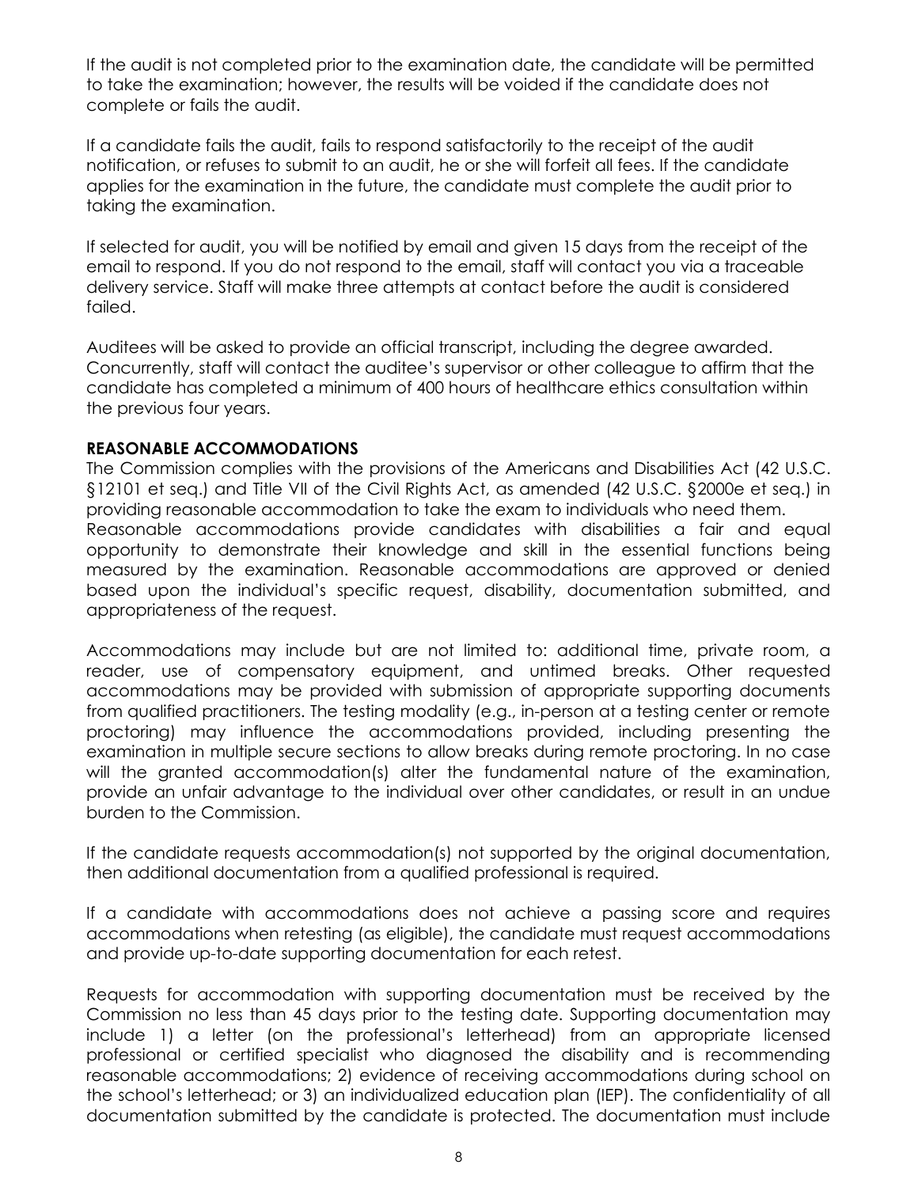If the audit is not completed prior to the examination date, the candidate will be permitted to take the examination; however, the results will be voided if the candidate does not complete or fails the audit.

If a candidate fails the audit, fails to respond satisfactorily to the receipt of the audit notification, or refuses to submit to an audit, he or she will forfeit all fees. If the candidate applies for the examination in the future, the candidate must complete the audit prior to taking the examination.

If selected for audit, you will be notified by email and given 15 days from the receipt of the email to respond. If you do not respond to the email, staff will contact you via a traceable delivery service. Staff will make three attempts at contact before the audit is considered failed.

Auditees will be asked to provide an official transcript, including the degree awarded. Concurrently, staff will contact the auditee's supervisor or other colleague to affirm that the candidate has completed a minimum of 400 hours of healthcare ethics consultation within the previous four years.

**REASONABLE ACCOMMODATIONS**

The Commission complies with the provisions of the Americans and Disabilities Act (42 U.S.C. §12101 et seq.) and Title VII of the Civil Rights Act, as amended (42 U.S.C. §2000e et seq.) in providing reasonable accommodation to take the exam to individuals who need them. Reasonable accommodations provide candidates with disabilities a fair and equal opportunity to demonstrate their knowledge and skill in the essential functions being measured by the examination. Reasonable accommodations are approved or denied based upon the individual's specific request, disability, documentation submitted, and appropriateness of the request.

Accommodations may include but are not limited to: additional time, private room, a reader, use of compensatory equipment, and untimed breaks. Other requested accommodations may be provided with submission of appropriate supporting documents from qualified practitioners. The testing modality (e.g., in-person at a testing center or remote proctoring) may influence the accommodations provided, including presenting the examination in multiple secure sections to allow breaks during remote proctoring. In no case will the granted accommodation(s) alter the fundamental nature of the examination, provide an unfair advantage to the individual over other candidates, or result in an undue burden to the Commission.

If the candidate requests accommodation(s) not supported by the original documentation, then additional documentation from a qualified professional is required.

If a candidate with accommodations does not achieve a passing score and requires accommodations when retesting (as eligible), the candidate must request accommodations and provide up-to-date supporting documentation for each retest.

Requests for accommodation with supporting documentation must be received by the Commission no less than 45 days prior to the testing date. Supporting documentation may include 1) a letter (on the professional's letterhead) from an appropriate licensed professional or certified specialist who diagnosed the disability and is recommending reasonable accommodations; 2) evidence of receiving accommodations during school on the school's letterhead; or 3) an individualized education plan (IEP). The confidentiality of all documentation submitted by the candidate is protected. The documentation must include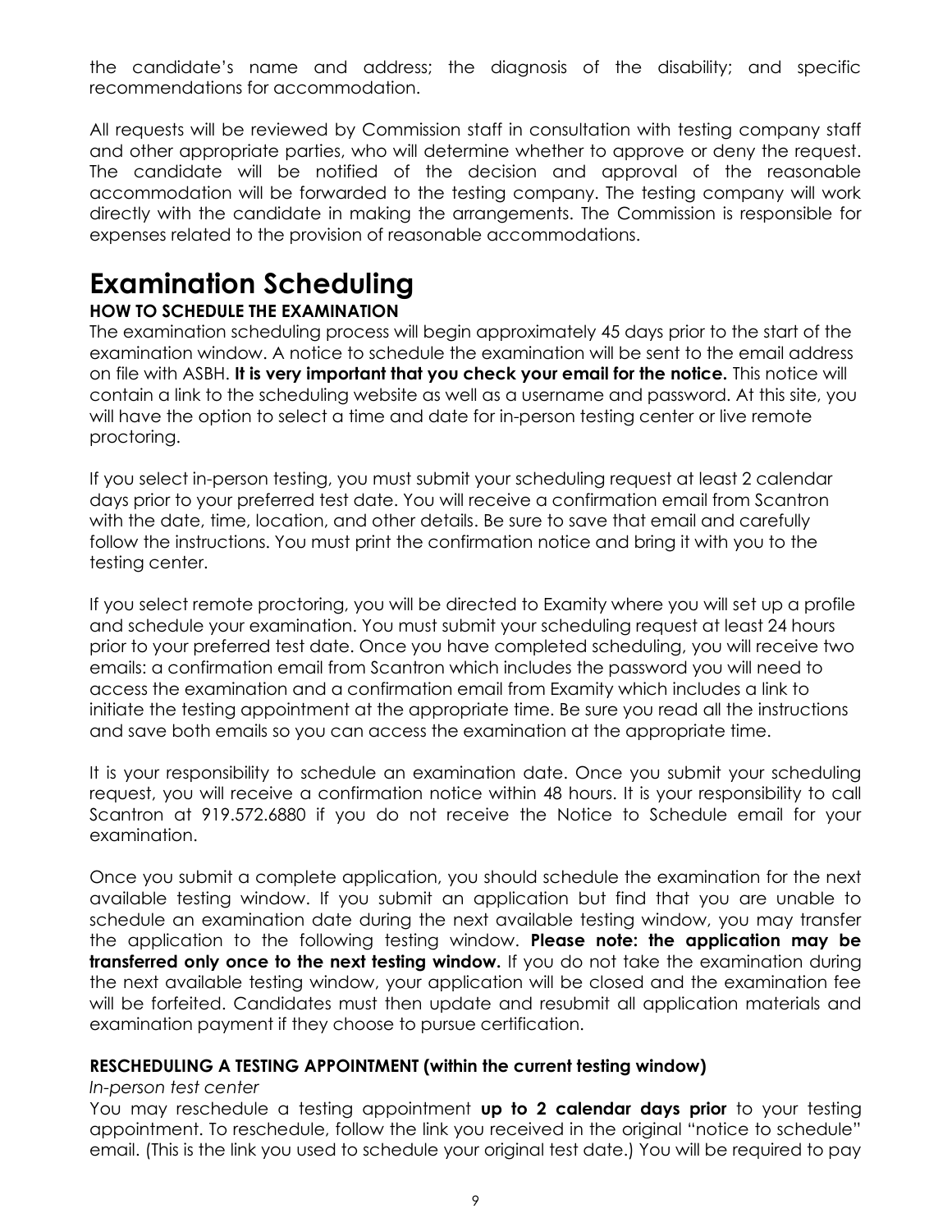the candidate's name and address; the diagnosis of the disability; and specific recommendations for accommodation.

All requests will be reviewed by Commission staff in consultation with testing company staff and other appropriate parties, who will determine whether to approve or deny the request. The candidate will be notified of the decision and approval of the reasonable accommodation will be forwarded to the testing company. The testing company will work directly with the candidate in making the arrangements. The Commission is responsible for expenses related to the provision of reasonable accommodations.

# Examination Scheduling

### HOW TO SCHEDULE THE EXAMINATION

The examination scheduling process will begin approximately 45 days prior to the start of the examination window. A notice to schedule the examination will be sent to the email address on file with ASBH. **It is very important that you check your email for the notice.** This notice will contain a link to the scheduling website as well as a username and password. At this site, you will have the option to select a time and date for in-person testing center or live remote proctoring.

If you select in-person testing, you must submit your scheduling request at least 2 calendar days prior to your preferred test date. You will receive a confirmation email from Scantron with the date, time, location, and other details. Be sure to save that email and carefully follow the instructions. You must print the confirmation notice and bring it with you to the testing center.

If you select remote proctoring, you will be directed to Examity where you will set up a profile and schedule your examination. You must submit your scheduling request at least 24 hours prior to your preferred test date. Once you have completed scheduling, you will receive two emails: a confirmation email from Scantron which includes the password you will need to access the examination and a confirmation email from Examity which includes a link to initiate the testing appointment at the appropriate time. Be sure you read all the instructions and save both emails so you can access the examination at the appropriate time.

It is your responsibility to schedule an examination date. Once you submit your scheduling request, you will receive a confirmation notice within 48 hours. It is your responsibility to call Scantron at 919.572.6880 if you do not receive the Notice to Schedule email for your examination.

Once you submit a complete application, you should schedule the examination for the next available testing window. If you submit an application but find that you are unable to schedule an examination date during the next available testing window, you may transfer the application to the following testing window. **Please note: the application may be transferred only once to the next testing window.** If you do not take the examination during the next available testing window, your application will be closed and the examination fee will be forfeited. Candidates must then update and resubmit all application materials and examination payment if they choose to pursue certification.

### RESCHEDULING A TESTING APPOINTMENT (within the current testing window)

*In-person test center*

You may reschedule a testing appointment **up to 2 calendar days prior** to your testing appointment. To reschedule, follow the link you received in the original "notice to schedule" email. (This is the link you used to schedule your original test date.) You will be required to pay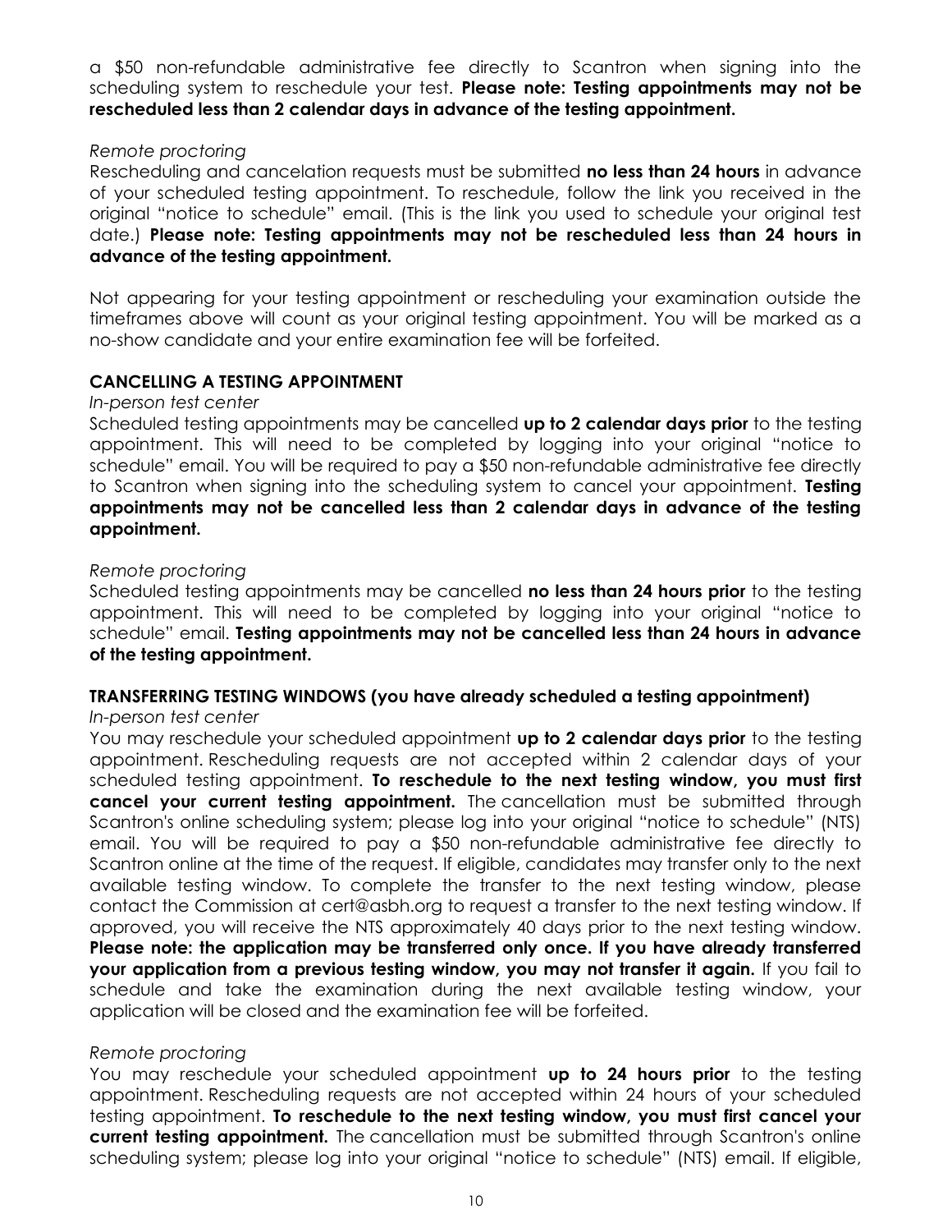a $50 non-refundable administrative fee directly to Scantron when signing into the scheduling system to reschedule your test. **Please note: Testing appointments may not be rescheduled less than 2 calendar days in advance of the testing appointment.**

*Remote proctoring*

Rescheduling and cancelation requests must be submitted **no less than 24 hours** in advance of your scheduled testing appointment. To reschedule, follow the link you received in the original "notice to schedule" email. (This is the link you used to schedule your original test date.) **Please note: Testing appointments may not be rescheduled less than 24 hours in advance of the testing appointment.**

Not appearing for your testing appointment or rescheduling your examination outside the timeframes above will count as your original testing appointment. You will be marked as a no-show candidate and your entire examination fee will be forfeited.

**CANCELLING A TESTING APPOINTMENT**

*In-person test center*

Scheduled testing appointments may be cancelled **up to 2 calendar days prior** to the testing appointment. This will need to be completed by logging into your original "notice to schedule" email. You will be required to pay a $50 non-refundable administrative fee directly to Scantron when signing into the scheduling system to cancel your appointment. **Testing appointments may not be cancelled less than 2 calendar days in advance of the testing appointment.**

*Remote proctoring*

Scheduled testing appointments may be cancelled **no less than 24 hours prior** to the testing appointment. This will need to be completed by logging into your original "notice to schedule" email. **Testing appointments may not be cancelled less than 24 hours in advance of the testing appointment.**

**TRANSFERRING TESTING WINDOWS (you have already scheduled a testing appointment)**

*In-person test center*

You may reschedule your scheduled appointment **up to 2 calendar days prior** to the testing appointment. Rescheduling requests are not accepted within 2 calendar days of your scheduled testing appointment. **To reschedule to the next testing window, you must first cancel your current testing appointment.** The cancellation must be submitted through Scantron's online scheduling system; please log into your original "notice to schedule" (NTS) email. You will be required to pay a $50 non-refundable administrative fee directly to Scantron online at the time of the request. If eligible, candidates may transfer only to the next available testing window. To complete the transfer to the next testing window, please contact the Commission at cert@asbh.org to request a transfer to the next testing window. If approved, you will receive the NTS approximately 40 days prior to the next testing window. **Please note: the application may be transferred only once. If you have already transferred your application from a previous testing window, you may not transfer it again.** If you fail to schedule and take the examination during the next available testing window, your application will be closed and the examination fee will be forfeited.

*Remote proctoring*

You may reschedule your scheduled appointment **up to 24 hours prior** to the testing appointment. Rescheduling requests are not accepted within 24 hours of your scheduled testing appointment. **To reschedule to the next testing window, you must first cancel your current testing appointment.** The cancellation must be submitted through Scantron's online scheduling system; please log into your original "notice to schedule" (NTS) email. If eligible,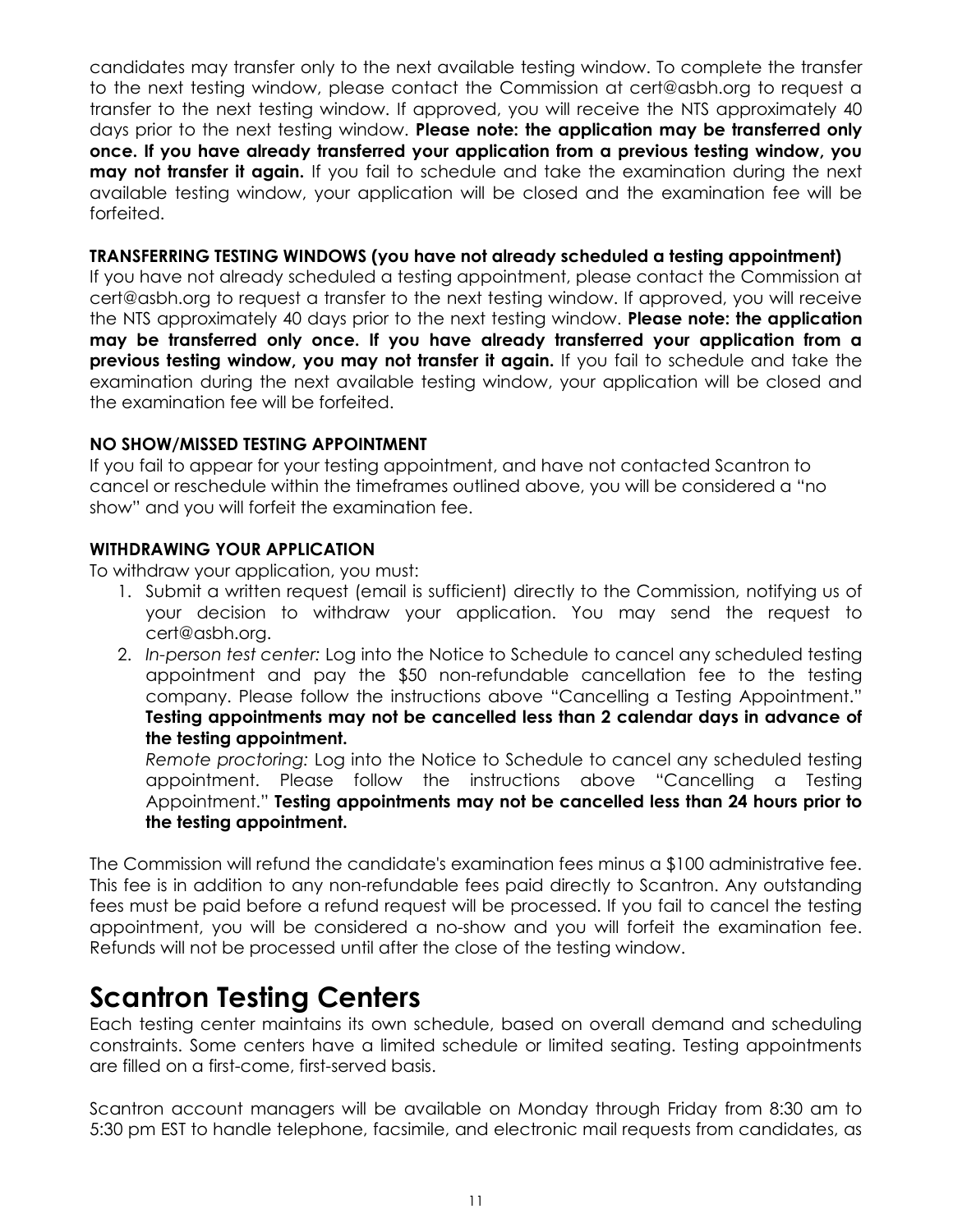candidates may transfer only to the next available testing window. To complete the transfer to the next testing window, please contact the Commission at cert@asbh.org to request a transfer to the next testing window. If approved, you will receive the NTS approximately 40 days prior to the next testing window. **Please note: the application may be transferred only once. If you have already transferred your application from a previous testing window, you may not transfer it again.** If you fail to schedule and take the examination during the next available testing window, your application will be closed and the examination fee will be forfeited.

#### TRANSFERRING TESTING WINDOWS (you have not already scheduled a testing appointment)

If you have not already scheduled a testing appointment, please contact the Commission at cert@asbh.org to request a transfer to the next testing window. If approved, you will receive the NTS approximately 40 days prior to the next testing window. **Please note: the application may be transferred only once. If you have already transferred your application from a previous testing window, you may not transfer it again.** If you fail to schedule and take the examination during the next available testing window, your application will be closed and the examination fee will be forfeited.

#### NO SHOW/MISSED TESTING APPOINTMENT

If you fail to appear for your testing appointment, and have not contacted Scantron to cancel or reschedule within the timeframes outlined above, you will be considered a "no show" and you will forfeit the examination fee.

#### WITHDRAWING YOUR APPLICATION

To withdraw your application, you must:

1. Submit a written request (email is sufficient) directly to the Commission, notifying us of your decision to withdraw your application. You may send the request to cert@asbh.org.
2. *In-person test center:* Log into the Notice to Schedule to cancel any scheduled testing appointment and pay the $50 non-refundable cancellation fee to the testing company. Please follow the instructions above "Cancelling a Testing Appointment." **Testing appointments may not be cancelled less than 2 calendar days in advance of the testing appointment.**

   *Remote proctoring:* Log into the Notice to Schedule to cancel any scheduled testing appointment. Please follow the instructions above "Cancelling a Testing Appointment." **Testing appointments may not be cancelled less than 24 hours prior to the testing appointment.**

The Commission will refund the candidate's examination fees minus a $100 administrative fee. This fee is in addition to any non-refundable fees paid directly to Scantron. Any outstanding fees must be paid before a refund request will be processed. If you fail to cancel the testing appointment, you will be considered a no-show and you will forfeit the examination fee. Refunds will not be processed until after the close of the testing window.

# Scantron Testing Centers

Each testing center maintains its own schedule, based on overall demand and scheduling constraints. Some centers have a limited schedule or limited seating. Testing appointments are filled on a first-come, first-served basis.

Scantron account managers will be available on Monday through Friday from 8:30 am to 5:30 pm EST to handle telephone, facsimile, and electronic mail requests from candidates, as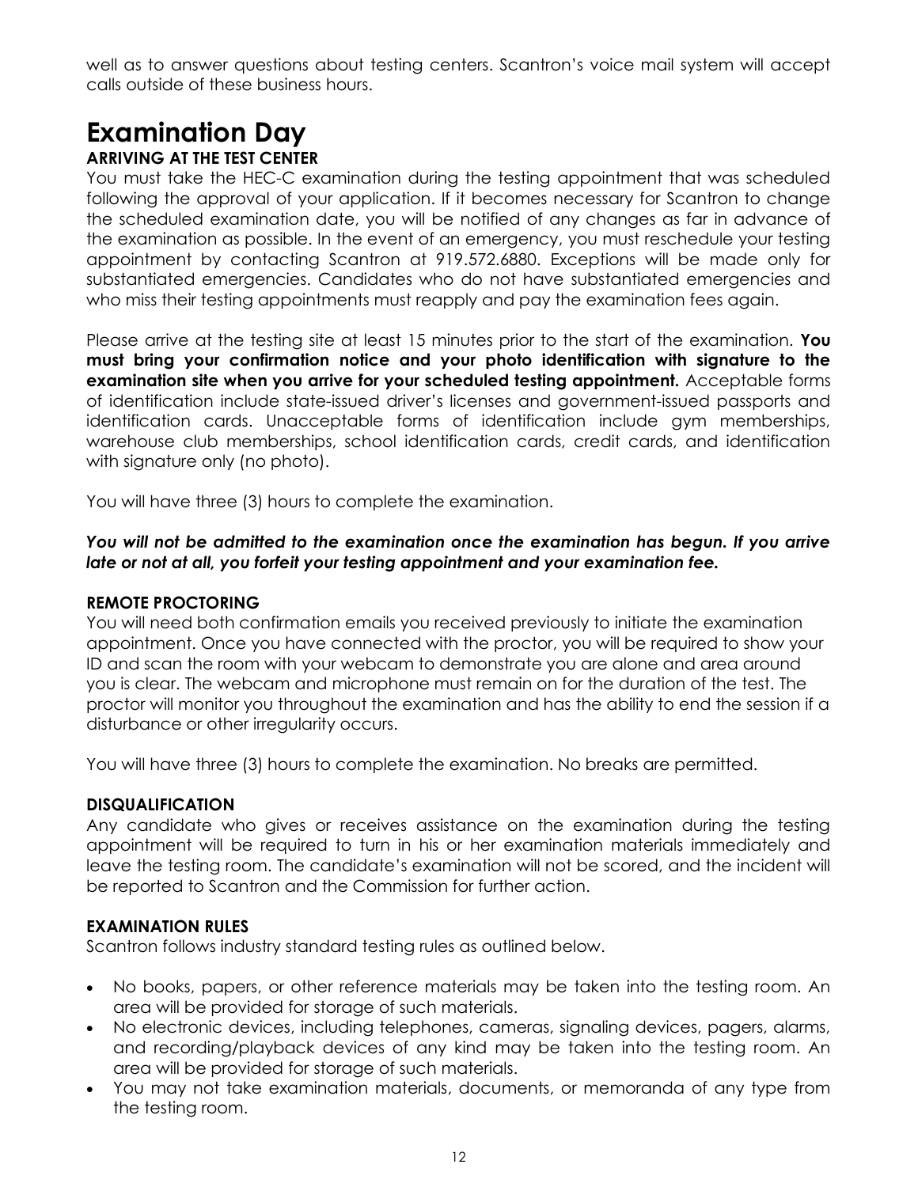well as to answer questions about testing centers. Scantron's voice mail system will accept calls outside of these business hours.

# Examination Day

### ARRIVING AT THE TEST CENTER

You must take the HEC-C examination during the testing appointment that was scheduled following the approval of your application. If it becomes necessary for Scantron to change the scheduled examination date, you will be notified of any changes as far in advance of the examination as possible. In the event of an emergency, you must reschedule your testing appointment by contacting Scantron at 919.572.6880. Exceptions will be made only for substantiated emergencies. Candidates who do not have substantiated emergencies and who miss their testing appointments must reapply and pay the examination fees again.

Please arrive at the testing site at least 15 minutes prior to the start of the examination. **You must bring your confirmation notice and your photo identification with signature to the examination site when you arrive for your scheduled testing appointment.** Acceptable forms of identification include state-issued driver's licenses and government-issued passports and identification cards. Unacceptable forms of identification include gym memberships, warehouse club memberships, school identification cards, credit cards, and identification with signature only (no photo).

You will have three (3) hours to complete the examination.

***You will not be admitted to the examination once the examination has begun. If you arrive late or not at all, you forfeit your testing appointment and your examination fee.***

### REMOTE PROCTORING

You will need both confirmation emails you received previously to initiate the examination appointment. Once you have connected with the proctor, you will be required to show your ID and scan the room with your webcam to demonstrate you are alone and area around you is clear. The webcam and microphone must remain on for the duration of the test. The proctor will monitor you throughout the examination and has the ability to end the session if a disturbance or other irregularity occurs.

You will have three (3) hours to complete the examination. No breaks are permitted.

### DISQUALIFICATION

Any candidate who gives or receives assistance on the examination during the testing appointment will be required to turn in his or her examination materials immediately and leave the testing room. The candidate's examination will not be scored, and the incident will be reported to Scantron and the Commission for further action.

### EXAMINATION RULES

Scantron follows industry standard testing rules as outlined below.

- No books, papers, or other reference materials may be taken into the testing room. An area will be provided for storage of such materials.
- No electronic devices, including telephones, cameras, signaling devices, pagers, alarms, and recording/playback devices of any kind may be taken into the testing room. An area will be provided for storage of such materials.
- You may not take examination materials, documents, or memoranda of any type from the testing room.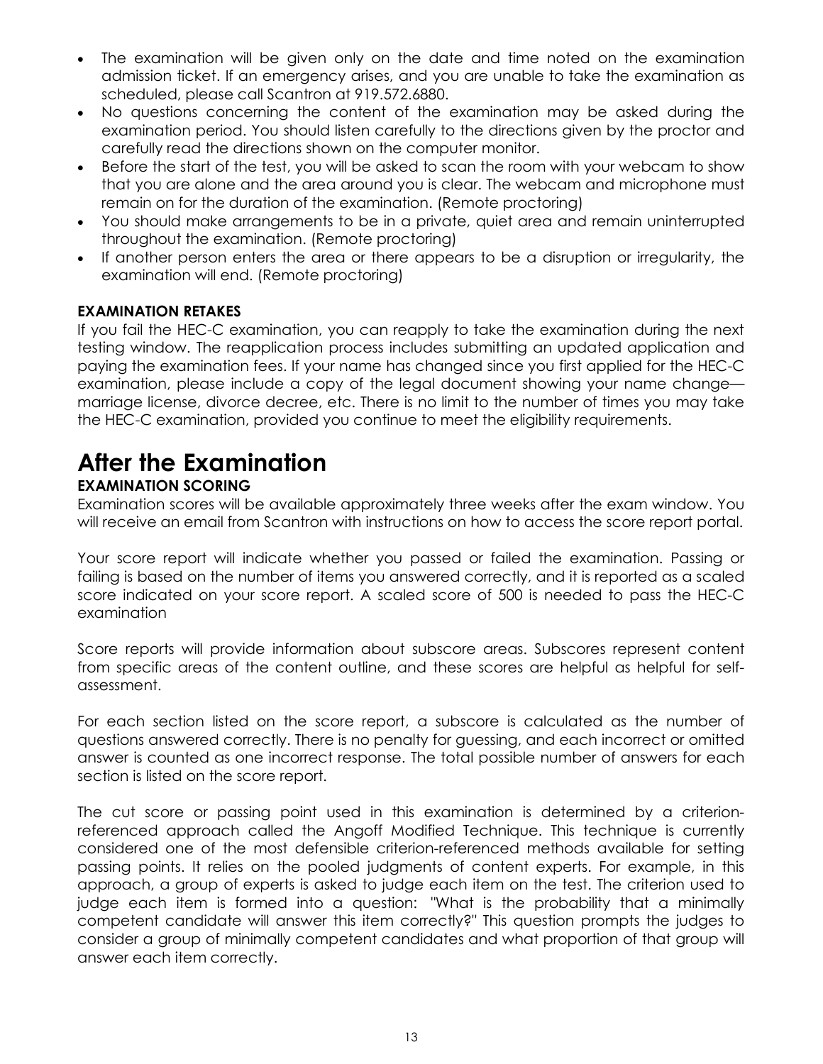- The examination will be given only on the date and time noted on the examination admission ticket. If an emergency arises, and you are unable to take the examination as scheduled, please call Scantron at 919.572.6880.
- No questions concerning the content of the examination may be asked during the examination period. You should listen carefully to the directions given by the proctor and carefully read the directions shown on the computer monitor.
- Before the start of the test, you will be asked to scan the room with your webcam to show that you are alone and the area around you is clear. The webcam and microphone must remain on for the duration of the examination. (Remote proctoring)
- You should make arrangements to be in a private, quiet area and remain uninterrupted throughout the examination. (Remote proctoring)
- If another person enters the area or there appears to be a disruption or irregularity, the examination will end. (Remote proctoring)

### EXAMINATION RETAKES

If you fail the HEC-C examination, you can reapply to take the examination during the next testing window. The reapplication process includes submitting an updated application and paying the examination fees. If your name has changed since you first applied for the HEC-C examination, please include a copy of the legal document showing your name change—marriage license, divorce decree, etc. There is no limit to the number of times you may take the HEC-C examination, provided you continue to meet the eligibility requirements.

## After the Examination

### EXAMINATION SCORING

Examination scores will be available approximately three weeks after the exam window. You will receive an email from Scantron with instructions on how to access the score report portal.

Your score report will indicate whether you passed or failed the examination. Passing or failing is based on the number of items you answered correctly, and it is reported as a scaled score indicated on your score report. A scaled score of 500 is needed to pass the HEC-C examination

Score reports will provide information about subscore areas. Subscores represent content from specific areas of the content outline, and these scores are helpful as helpful for self-assessment.

For each section listed on the score report, a subscore is calculated as the number of questions answered correctly. There is no penalty for guessing, and each incorrect or omitted answer is counted as one incorrect response. The total possible number of answers for each section is listed on the score report.

The cut score or passing point used in this examination is determined by a criterion-referenced approach called the Angoff Modified Technique. This technique is currently considered one of the most defensible criterion-referenced methods available for setting passing points. It relies on the pooled judgments of content experts. For example, in this approach, a group of experts is asked to judge each item on the test. The criterion used to judge each item is formed into a question: "What is the probability that a minimally competent candidate will answer this item correctly?" This question prompts the judges to consider a group of minimally competent candidates and what proportion of that group will answer each item correctly.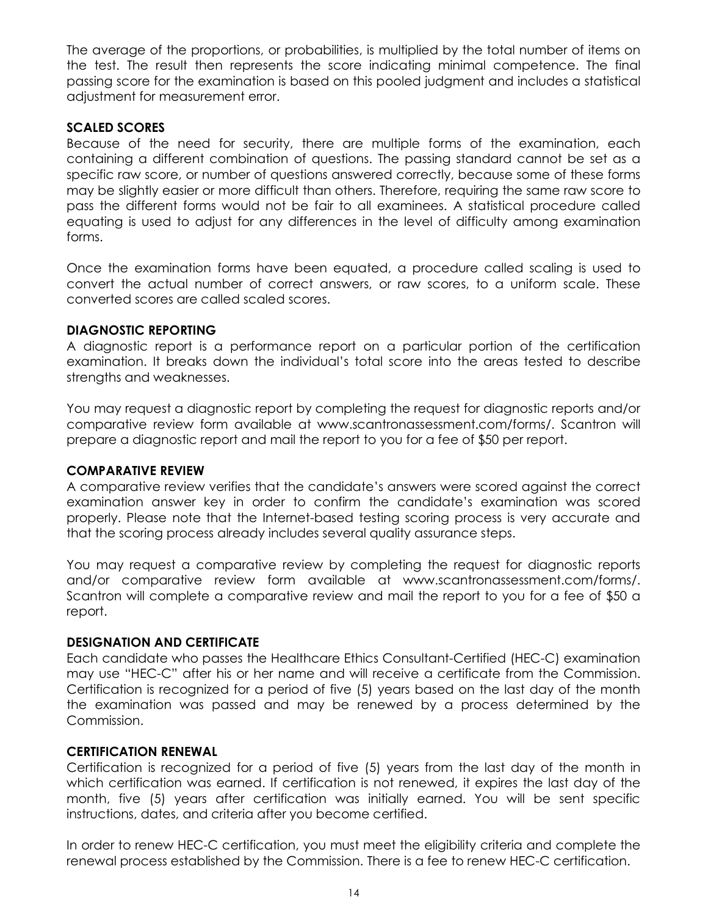The average of the proportions, or probabilities, is multiplied by the total number of items on the test. The result then represents the score indicating minimal competence. The final passing score for the examination is based on this pooled judgment and includes a statistical adjustment for measurement error.

**SCALED SCORES**

Because of the need for security, there are multiple forms of the examination, each containing a different combination of questions. The passing standard cannot be set as a specific raw score, or number of questions answered correctly, because some of these forms may be slightly easier or more difficult than others. Therefore, requiring the same raw score to pass the different forms would not be fair to all examinees. A statistical procedure called equating is used to adjust for any differences in the level of difficulty among examination forms.

Once the examination forms have been equated, a procedure called scaling is used to convert the actual number of correct answers, or raw scores, to a uniform scale. These converted scores are called scaled scores.

**DIAGNOSTIC REPORTING**

A diagnostic report is a performance report on a particular portion of the certification examination. It breaks down the individual's total score into the areas tested to describe strengths and weaknesses.

You may request a diagnostic report by completing the request for diagnostic reports and/or comparative review form available at www.scantronassessment.com/forms/. Scantron will prepare a diagnostic report and mail the report to you for a fee of $50 per report.

**COMPARATIVE REVIEW**

A comparative review verifies that the candidate's answers were scored against the correct examination answer key in order to confirm the candidate's examination was scored properly. Please note that the Internet-based testing scoring process is very accurate and that the scoring process already includes several quality assurance steps.

You may request a comparative review by completing the request for diagnostic reports and/or comparative review form available at www.scantronassessment.com/forms/. Scantron will complete a comparative review and mail the report to you for a fee of $50 a report.

**DESIGNATION AND CERTIFICATE**

Each candidate who passes the Healthcare Ethics Consultant-Certified (HEC-C) examination may use "HEC-C" after his or her name and will receive a certificate from the Commission. Certification is recognized for a period of five (5) years based on the last day of the month the examination was passed and may be renewed by a process determined by the Commission.

**CERTIFICATION RENEWAL**

Certification is recognized for a period of five (5) years from the last day of the month in which certification was earned. If certification is not renewed, it expires the last day of the month, five (5) years after certification was initially earned. You will be sent specific instructions, dates, and criteria after you become certified.

In order to renew HEC-C certification, you must meet the eligibility criteria and complete the renewal process established by the Commission. There is a fee to renew HEC-C certification.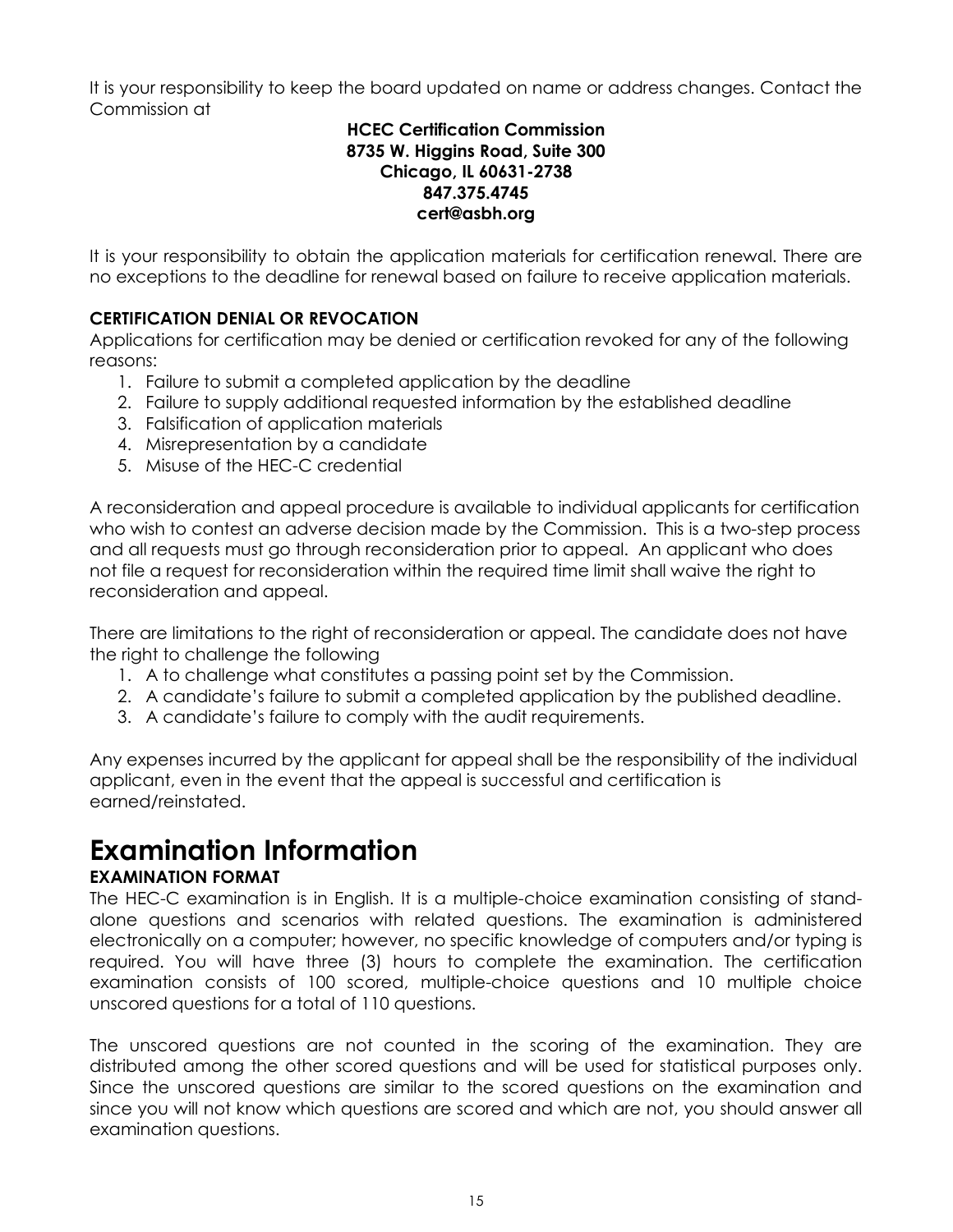It is your responsibility to keep the board updated on name or address changes. Contact the Commission at

**HCEC Certification Commission**
**8735 W. Higgins Road, Suite 300**
**Chicago, IL 60631-2738**
**847.375.4745**
**cert@asbh.org**

It is your responsibility to obtain the application materials for certification renewal. There are no exceptions to the deadline for renewal based on failure to receive application materials.

### CERTIFICATION DENIAL OR REVOCATION

Applications for certification may be denied or certification revoked for any of the following reasons:

1. Failure to submit a completed application by the deadline
2. Failure to supply additional requested information by the established deadline
3. Falsification of application materials
4. Misrepresentation by a candidate
5. Misuse of the HEC-C credential

A reconsideration and appeal procedure is available to individual applicants for certification who wish to contest an adverse decision made by the Commission. This is a two-step process and all requests must go through reconsideration prior to appeal. An applicant who does not file a request for reconsideration within the required time limit shall waive the right to reconsideration and appeal.

There are limitations to the right of reconsideration or appeal. The candidate does not have the right to challenge the following

1. A to challenge what constitutes a passing point set by the Commission.
2. A candidate's failure to submit a completed application by the published deadline.
3. A candidate's failure to comply with the audit requirements.

Any expenses incurred by the applicant for appeal shall be the responsibility of the individual applicant, even in the event that the appeal is successful and certification is earned/reinstated.

# Examination Information

### EXAMINATION FORMAT

The HEC-C examination is in English. It is a multiple-choice examination consisting of stand-alone questions and scenarios with related questions. The examination is administered electronically on a computer; however, no specific knowledge of computers and/or typing is required. You will have three (3) hours to complete the examination. The certification examination consists of 100 scored, multiple-choice questions and 10 multiple choice unscored questions for a total of 110 questions.

The unscored questions are not counted in the scoring of the examination. They are distributed among the other scored questions and will be used for statistical purposes only. Since the unscored questions are similar to the scored questions on the examination and since you will not know which questions are scored and which are not, you should answer all examination questions.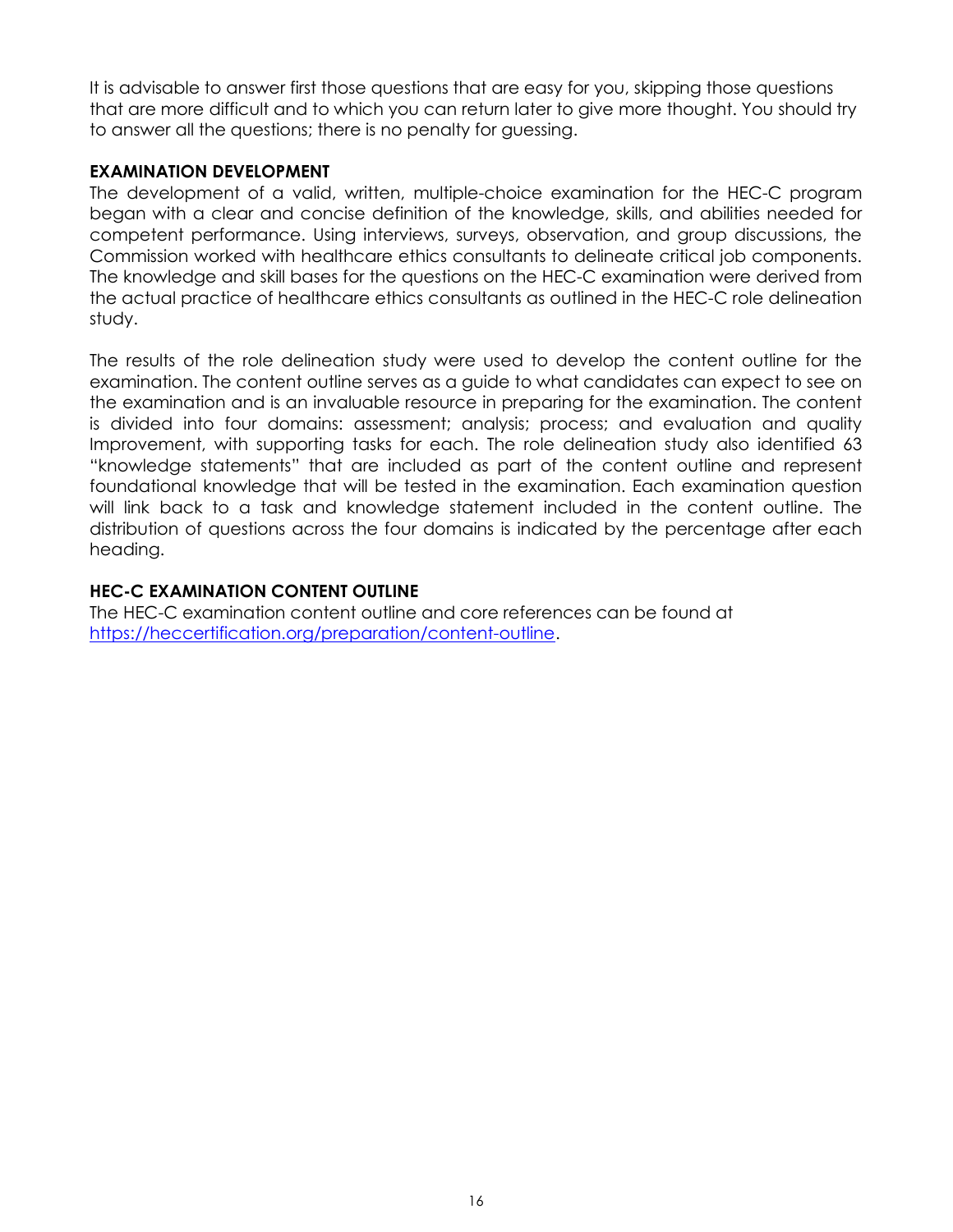It is advisable to answer first those questions that are easy for you, skipping those questions that are more difficult and to which you can return later to give more thought. You should try to answer all the questions; there is no penalty for guessing.

## EXAMINATION DEVELOPMENT

The development of a valid, written, multiple-choice examination for the HEC-C program began with a clear and concise definition of the knowledge, skills, and abilities needed for competent performance. Using interviews, surveys, observation, and group discussions, the Commission worked with healthcare ethics consultants to delineate critical job components. The knowledge and skill bases for the questions on the HEC-C examination were derived from the actual practice of healthcare ethics consultants as outlined in the HEC-C role delineation study.

The results of the role delineation study were used to develop the content outline for the examination. The content outline serves as a guide to what candidates can expect to see on the examination and is an invaluable resource in preparing for the examination. The content is divided into four domains: assessment; analysis; process; and evaluation and quality Improvement, with supporting tasks for each. The role delineation study also identified 63 "knowledge statements" that are included as part of the content outline and represent foundational knowledge that will be tested in the examination. Each examination question will link back to a task and knowledge statement included in the content outline. The distribution of questions across the four domains is indicated by the percentage after each heading.

## HEC-C EXAMINATION CONTENT OUTLINE

The HEC-C examination content outline and core references can be found at [https://heccertification.org/preparation/content-outline](https://heccertification.org/preparation/content-outline).